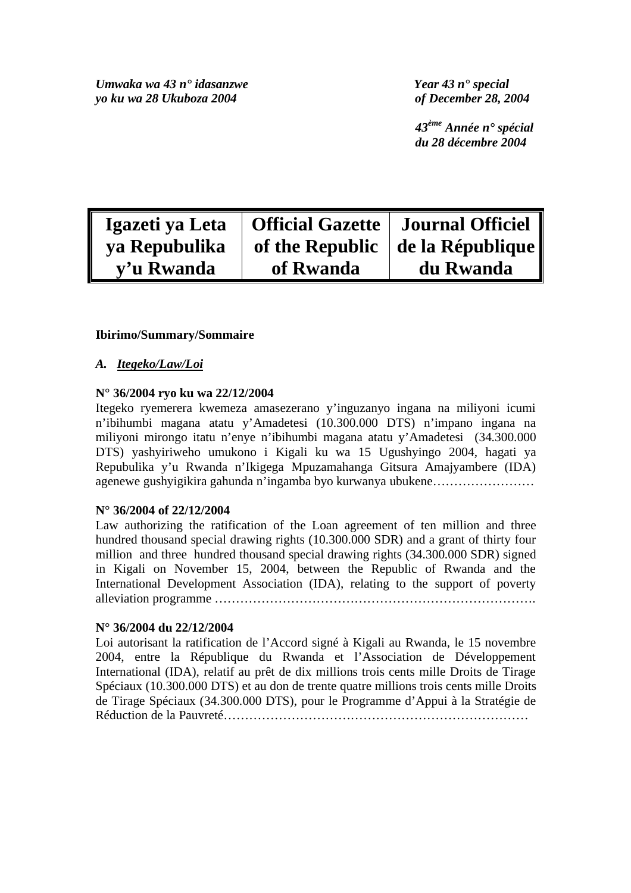*Umwaka wa 43 n° idasanzwe*
*yo ku wa 28 Ukuboza 2004*

*Year 43 n° special*
*of December 28, 2004*

*43ème Année n° spécial*
*du 28 décembre 2004*

| Igazeti ya Leta ya Repubulika y'u Rwanda | Official Gazette of the Republic of Rwanda | Journal Officiel de la République du Rwanda |
|---|---|---|

**Ibirimo/Summary/Sommaire**

*A. Itegeko/Law/Loi*

**N° 36/2004 ryo ku wa 22/12/2004**

Itegeko ryemerera kwemeza amasezerano y'inguzanyo ingana na miliyoni icumi n'ibihumbi magana atatu y'Amadetesi (10.300.000 DTS) n'impano ingana na miliyoni mirongo itatu n'enye n'ibihumbi magana atatu y'Amadetesi (34.300.000 DTS) yashyiriweho umukono i Kigali ku wa 15 Ugushyingo 2004, hagati ya Repubulika y'u Rwanda n'Ikigega Mpuzamahanga Gitsura Amajyambere (IDA) agenewe gushyigikira gahunda n'ingamba byo kurwanya ubukene……………………

**N° 36/2004 of 22/12/2004**

Law authorizing the ratification of the Loan agreement of ten million and three hundred thousand special drawing rights (10.300.000 SDR) and a grant of thirty four million and three hundred thousand special drawing rights (34.300.000 SDR) signed in Kigali on November 15, 2004, between the Republic of Rwanda and the International Development Association (IDA), relating to the support of poverty alleviation programme ……………………………………………………………….

**N° 36/2004 du 22/12/2004**

Loi autorisant la ratification de l'Accord signé à Kigali au Rwanda, le 15 novembre 2004, entre la République du Rwanda et l'Association de Développement International (IDA), relatif au prêt de dix millions trois cents mille Droits de Tirage Spéciaux (10.300.000 DTS) et au don de trente quatre millions trois cents mille Droits de Tirage Spéciaux (34.300.000 DTS), pour le Programme d'Appui à la Stratégie de Réduction de la Pauvreté……………………………………………………………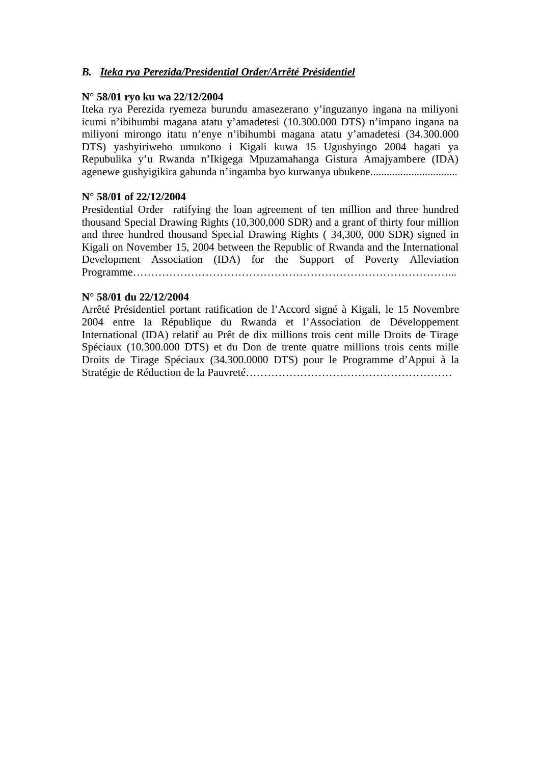## *B. Iteka rya Perezida/Presidential Order/Arrêté Présidentiel*

**N° 58/01 ryo ku wa 22/12/2004**

Iteka rya Perezida ryemeza burundu amasezerano y'inguzanyo ingana na miliyoni icumi n'ibihumbi magana atatu y'amadetesi (10.300.000 DTS) n'impano ingana na miliyoni mirongo itatu n'enye n'ibihumbi magana atatu y'amadetesi (34.300.000 DTS) yashyiriweho umukono i Kigali kuwa 15 Ugushyingo 2004 hagati ya Repubulika y'u Rwanda n'Ikigega Mpuzamahanga Gistura Amajyambere (IDA) agenewe gushyigikira gahunda n'ingamba byo kurwanya ubukene...............................

**N° 58/01 of 22/12/2004**

Presidential Order ratifying the loan agreement of ten million and three hundred thousand Special Drawing Rights (10,300,000 SDR) and a grant of thirty four million and three hundred thousand Special Drawing Rights ( 34,300, 000 SDR) signed in Kigali on November 15, 2004 between the Republic of Rwanda and the International Development Association (IDA) for the Support of Poverty Alleviation Programme……………………………………………………………………………..

**N° 58/01 du 22/12/2004**

Arrêté Présidentiel portant ratification de l'Accord signé à Kigali, le 15 Novembre 2004 entre la République du Rwanda et l'Association de Développement International (IDA) relatif au Prêt de dix millions trois cent mille Droits de Tirage Spéciaux (10.300.000 DTS) et du Don de trente quatre millions trois cents mille Droits de Tirage Spéciaux (34.300.0000 DTS) pour le Programme d'Appui à la Stratégie de Réduction de la Pauvreté…………………………………………………